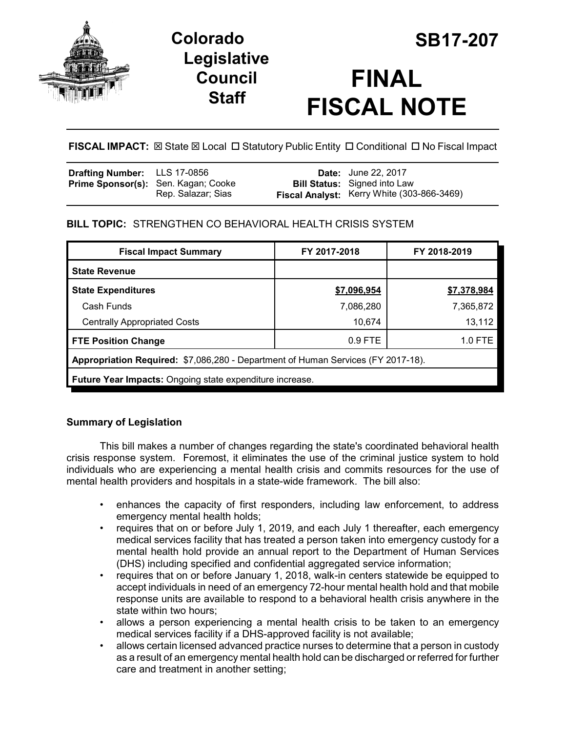# Colorado Legislative Council Staff

# SB17-207

# FINAL FISCAL NOTE

**FISCAL IMPACT:** ☒ State ☒ Local ☐ Statutory Public Entity ☐ Conditional ☐ No Fiscal Impact

| | | | |
|---|---|---|---|
| **Drafting Number:** | LLS 17-0856 | **Date:** | June 22, 2017 |
| **Prime Sponsor(s):** | Sen. Kagan; Cooke<br>Rep. Salazar; Sias | **Bill Status:** | Signed into Law |
| | | **Fiscal Analyst:** | Kerry White (303-866-3469) |

**BILL TOPIC:** STRENGTHEN CO BEHAVIORAL HEALTH CRISIS SYSTEM

| Fiscal Impact Summary | FY 2017-2018 | FY 2018-2019 |
|---|---|---|
| **State Revenue** | | |
| **State Expenditures** | **$7,096,954** | **$7,378,984** |
| Cash Funds | 7,086,280 | 7,365,872 |
| Centrally Appropriated Costs | 10,674 | 13,112 |
| **FTE Position Change** | 0.9 FTE | 1.0 FTE |
| **Appropriation Required:** $7,086,280 - Department of Human Services (FY 2017-18). | | |
| **Future Year Impacts:** Ongoing state expenditure increase. | | |

## Summary of Legislation

This bill makes a number of changes regarding the state's coordinated behavioral health crisis response system. Foremost, it eliminates the use of the criminal justice system to hold individuals who are experiencing a mental health crisis and commits resources for the use of mental health providers and hospitals in a state-wide framework. The bill also:

- enhances the capacity of first responders, including law enforcement, to address emergency mental health holds;
- requires that on or before July 1, 2019, and each July 1 thereafter, each emergency medical services facility that has treated a person taken into emergency custody for a mental health hold provide an annual report to the Department of Human Services (DHS) including specified and confidential aggregated service information;
- requires that on or before January 1, 2018, walk-in centers statewide be equipped to accept individuals in need of an emergency 72-hour mental health hold and that mobile response units are available to respond to a behavioral health crisis anywhere in the state within two hours;
- allows a person experiencing a mental health crisis to be taken to an emergency medical services facility if a DHS-approved facility is not available;
- allows certain licensed advanced practice nurses to determine that a person in custody as a result of an emergency mental health hold can be discharged or referred for further care and treatment in another setting;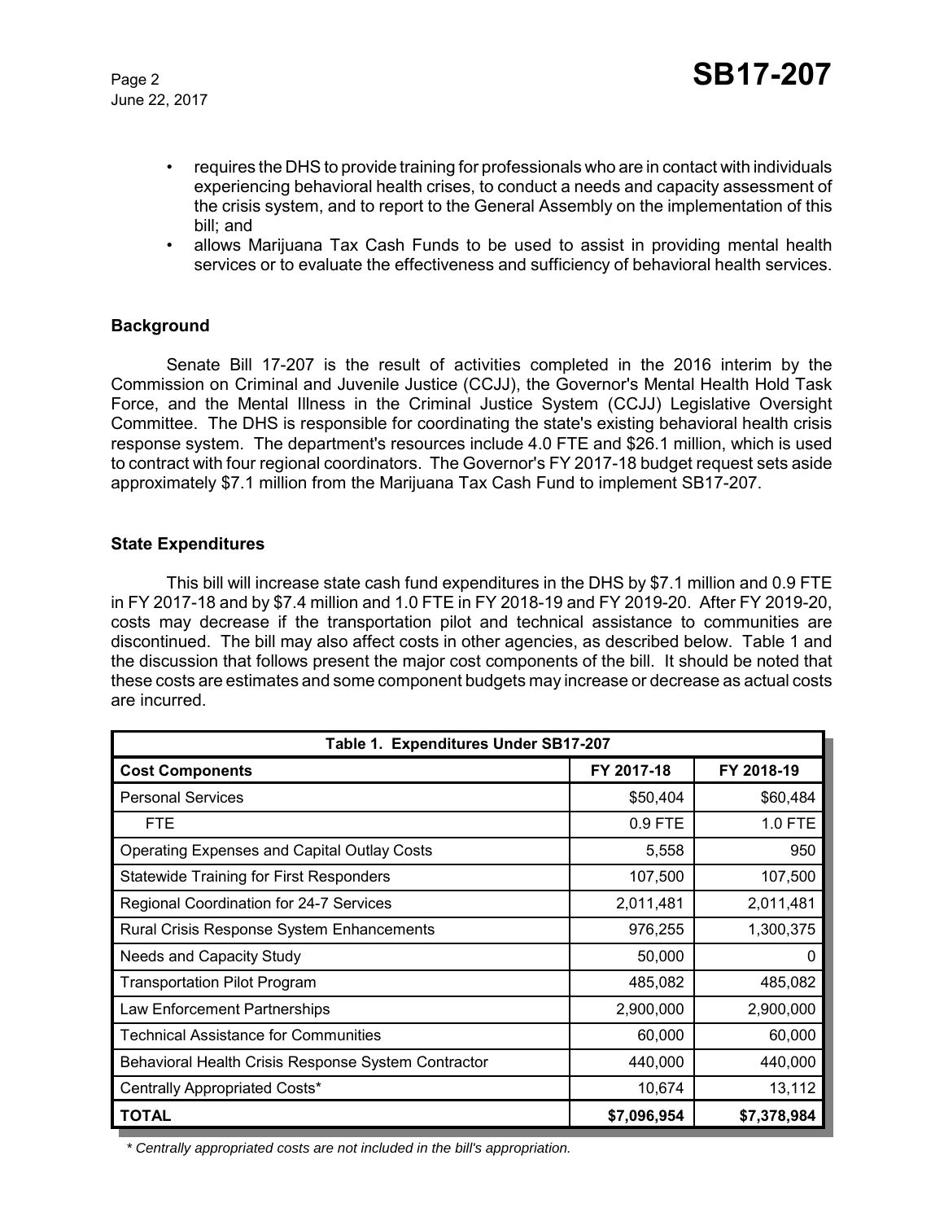- requires the DHS to provide training for professionals who are in contact with individuals experiencing behavioral health crises, to conduct a needs and capacity assessment of the crisis system, and to report to the General Assembly on the implementation of this bill; and
- allows Marijuana Tax Cash Funds to be used to assist in providing mental health services or to evaluate the effectiveness and sufficiency of behavioral health services.

### Background

Senate Bill 17-207 is the result of activities completed in the 2016 interim by the Commission on Criminal and Juvenile Justice (CCJJ), the Governor's Mental Health Hold Task Force, and the Mental Illness in the Criminal Justice System (CCJJ) Legislative Oversight Committee. The DHS is responsible for coordinating the state's existing behavioral health crisis response system. The department's resources include 4.0 FTE and $26.1 million, which is used to contract with four regional coordinators. The Governor's FY 2017-18 budget request sets aside approximately $7.1 million from the Marijuana Tax Cash Fund to implement SB17-207.

### State Expenditures

This bill will increase state cash fund expenditures in the DHS by $7.1 million and 0.9 FTE in FY 2017-18 and by $7.4 million and 1.0 FTE in FY 2018-19 and FY 2019-20. After FY 2019-20, costs may decrease if the transportation pilot and technical assistance to communities are discontinued. The bill may also affect costs in other agencies, as described below. Table 1 and the discussion that follows present the major cost components of the bill. It should be noted that these costs are estimates and some component budgets may increase or decrease as actual costs are incurred.

| Table 1. Expenditures Under SB17-207 | | |
|---|---|---|
| **Cost Components** | **FY 2017-18** | **FY 2018-19** |
| Personal Services | $50,404 | $60,484 |
| FTE | 0.9 FTE | 1.0 FTE |
| Operating Expenses and Capital Outlay Costs | 5,558 | 950 |
| Statewide Training for First Responders | 107,500 | 107,500 |
| Regional Coordination for 24-7 Services | 2,011,481 | 2,011,481 |
| Rural Crisis Response System Enhancements | 976,255 | 1,300,375 |
| Needs and Capacity Study | 50,000 | 0 |
| Transportation Pilot Program | 485,082 | 485,082 |
| Law Enforcement Partnerships | 2,900,000 | 2,900,000 |
| Technical Assistance for Communities | 60,000 | 60,000 |
| Behavioral Health Crisis Response System Contractor | 440,000 | 440,000 |
| Centrally Appropriated Costs* | 10,674 | 13,112 |
| **TOTAL** | **$7,096,954** | **$7,378,984** |

*\* Centrally appropriated costs are not included in the bill's appropriation.*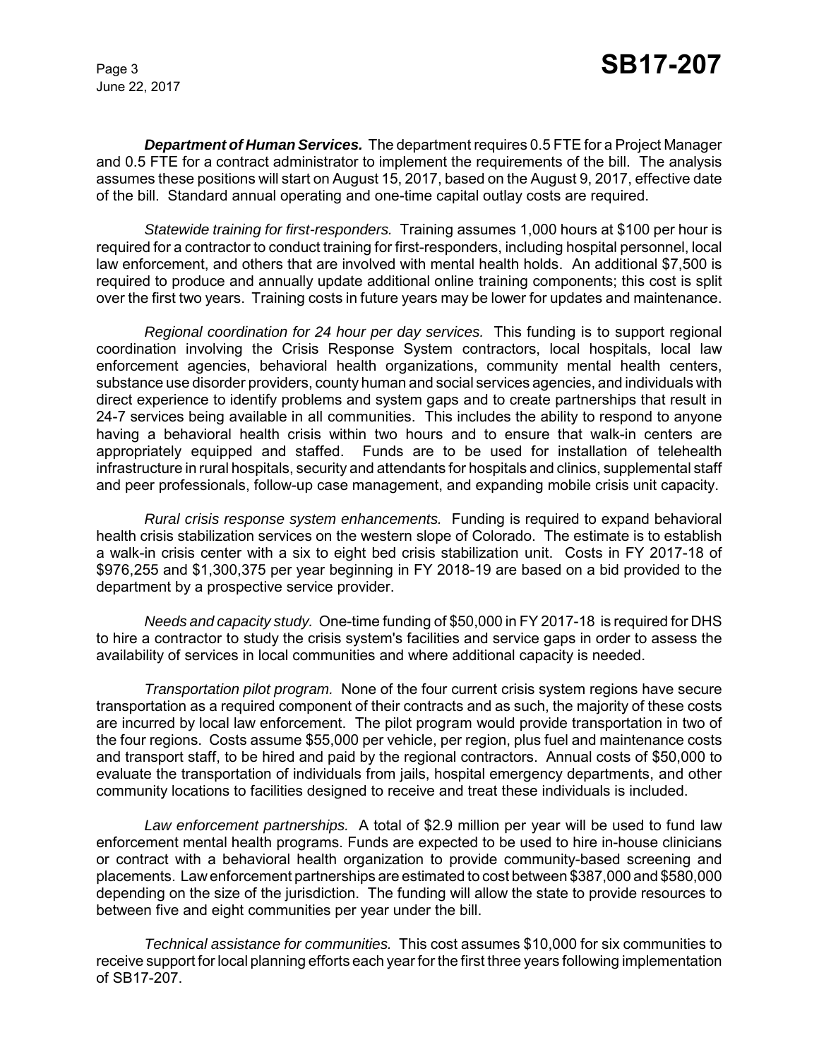***Department of Human Services.*** The department requires 0.5 FTE for a Project Manager and 0.5 FTE for a contract administrator to implement the requirements of the bill. The analysis assumes these positions will start on August 15, 2017, based on the August 9, 2017, effective date of the bill. Standard annual operating and one-time capital outlay costs are required.

*Statewide training for first-responders.* Training assumes 1,000 hours at $100 per hour is required for a contractor to conduct training for first-responders, including hospital personnel, local law enforcement, and others that are involved with mental health holds. An additional $7,500 is required to produce and annually update additional online training components; this cost is split over the first two years. Training costs in future years may be lower for updates and maintenance.

*Regional coordination for 24 hour per day services.* This funding is to support regional coordination involving the Crisis Response System contractors, local hospitals, local law enforcement agencies, behavioral health organizations, community mental health centers, substance use disorder providers, county human and social services agencies, and individuals with direct experience to identify problems and system gaps and to create partnerships that result in 24-7 services being available in all communities. This includes the ability to respond to anyone having a behavioral health crisis within two hours and to ensure that walk-in centers are appropriately equipped and staffed. Funds are to be used for installation of telehealth infrastructure in rural hospitals, security and attendants for hospitals and clinics, supplemental staff and peer professionals, follow-up case management, and expanding mobile crisis unit capacity.

*Rural crisis response system enhancements.* Funding is required to expand behavioral health crisis stabilization services on the western slope of Colorado. The estimate is to establish a walk-in crisis center with a six to eight bed crisis stabilization unit. Costs in FY 2017-18 of $976,255 and $1,300,375 per year beginning in FY 2018-19 are based on a bid provided to the department by a prospective service provider.

*Needs and capacity study.* One-time funding of $50,000 in FY 2017-18 is required for DHS to hire a contractor to study the crisis system's facilities and service gaps in order to assess the availability of services in local communities and where additional capacity is needed.

*Transportation pilot program.* None of the four current crisis system regions have secure transportation as a required component of their contracts and as such, the majority of these costs are incurred by local law enforcement. The pilot program would provide transportation in two of the four regions. Costs assume $55,000 per vehicle, per region, plus fuel and maintenance costs and transport staff, to be hired and paid by the regional contractors. Annual costs of $50,000 to evaluate the transportation of individuals from jails, hospital emergency departments, and other community locations to facilities designed to receive and treat these individuals is included.

*Law enforcement partnerships.* A total of $2.9 million per year will be used to fund law enforcement mental health programs. Funds are expected to be used to hire in-house clinicians or contract with a behavioral health organization to provide community-based screening and placements. Law enforcement partnerships are estimated to cost between $387,000 and $580,000 depending on the size of the jurisdiction. The funding will allow the state to provide resources to between five and eight communities per year under the bill.

*Technical assistance for communities.* This cost assumes $10,000 for six communities to receive support for local planning efforts each year for the first three years following implementation of SB17-207.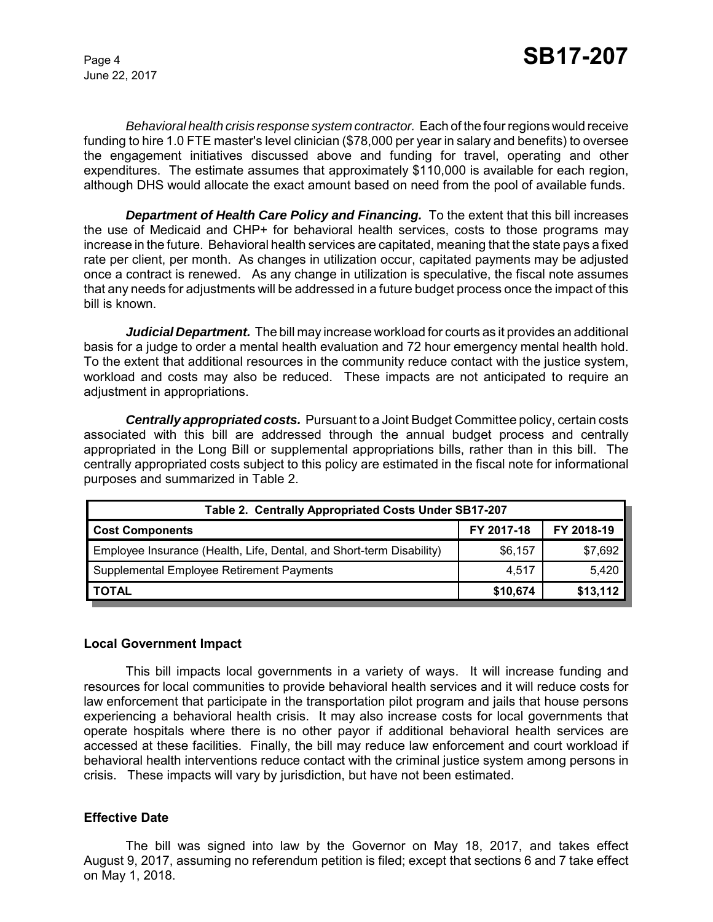*Behavioral health crisis response system contractor.* Each of the four regions would receive funding to hire 1.0 FTE master's level clinician ($78,000 per year in salary and benefits) to oversee the engagement initiatives discussed above and funding for travel, operating and other expenditures. The estimate assumes that approximately $110,000 is available for each region, although DHS would allocate the exact amount based on need from the pool of available funds.

***Department of Health Care Policy and Financing.*** To the extent that this bill increases the use of Medicaid and CHP+ for behavioral health services, costs to those programs may increase in the future. Behavioral health services are capitated, meaning that the state pays a fixed rate per client, per month. As changes in utilization occur, capitated payments may be adjusted once a contract is renewed. As any change in utilization is speculative, the fiscal note assumes that any needs for adjustments will be addressed in a future budget process once the impact of this bill is known.

***Judicial Department.*** The bill may increase workload for courts as it provides an additional basis for a judge to order a mental health evaluation and 72 hour emergency mental health hold. To the extent that additional resources in the community reduce contact with the justice system, workload and costs may also be reduced. These impacts are not anticipated to require an adjustment in appropriations.

***Centrally appropriated costs.*** Pursuant to a Joint Budget Committee policy, certain costs associated with this bill are addressed through the annual budget process and centrally appropriated in the Long Bill or supplemental appropriations bills, rather than in this bill. The centrally appropriated costs subject to this policy are estimated in the fiscal note for informational purposes and summarized in Table 2.

**Table 2. Centrally Appropriated Costs Under SB17-207**

| Cost Components | FY 2017-18 | FY 2018-19 |
|---|---|---|
| Employee Insurance (Health, Life, Dental, and Short-term Disability) | $6,157 | $7,692 |
| Supplemental Employee Retirement Payments | 4,517 | 5,420 |
| **TOTAL** | **$10,674** | **$13,112** |

### Local Government Impact

This bill impacts local governments in a variety of ways. It will increase funding and resources for local communities to provide behavioral health services and it will reduce costs for law enforcement that participate in the transportation pilot program and jails that house persons experiencing a behavioral health crisis. It may also increase costs for local governments that operate hospitals where there is no other payor if additional behavioral health services are accessed at these facilities. Finally, the bill may reduce law enforcement and court workload if behavioral health interventions reduce contact with the criminal justice system among persons in crisis. These impacts will vary by jurisdiction, but have not been estimated.

### Effective Date

The bill was signed into law by the Governor on May 18, 2017, and takes effect August 9, 2017, assuming no referendum petition is filed; except that sections 6 and 7 take effect on May 1, 2018.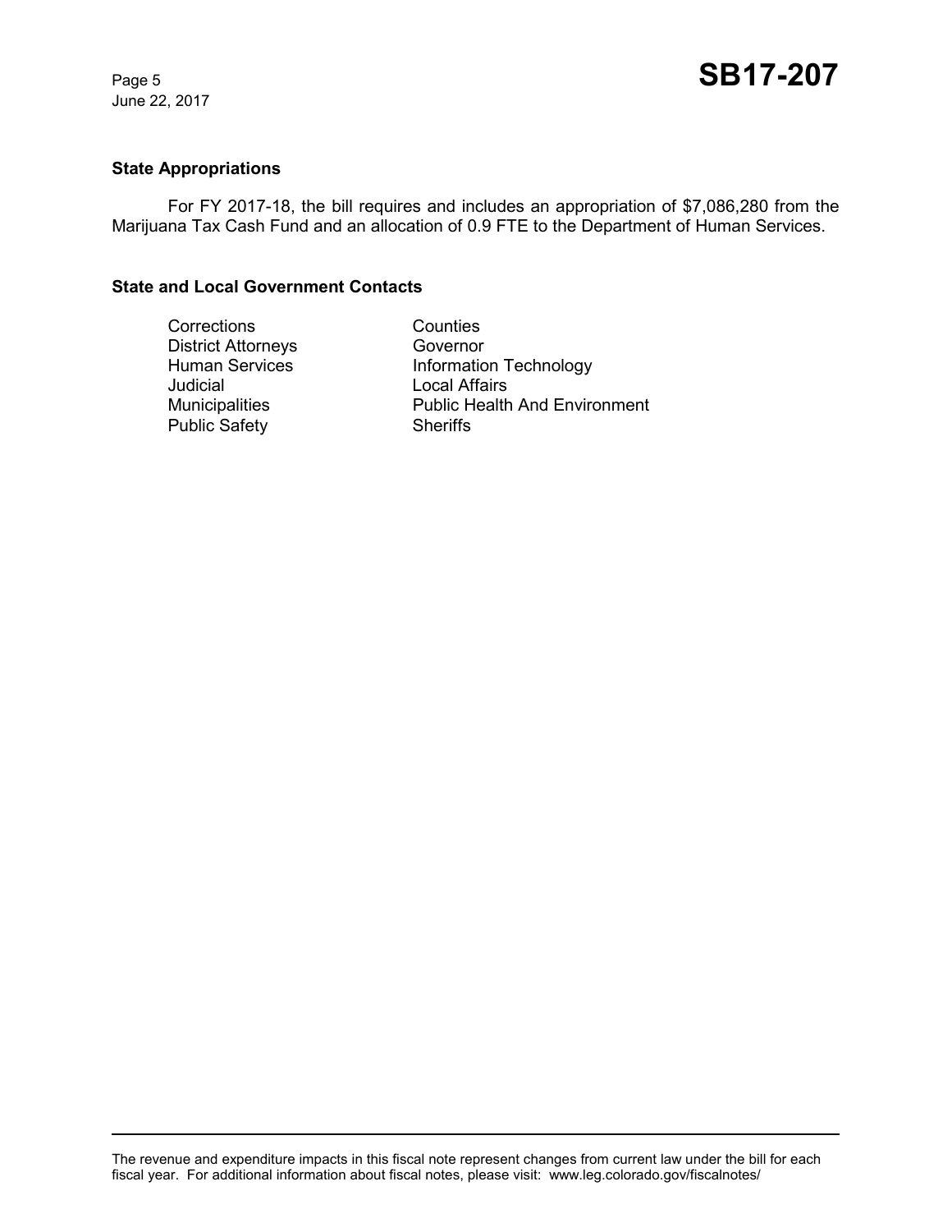### State Appropriations

For FY 2017-18, the bill requires and includes an appropriation of $7,086,280 from the Marijuana Tax Cash Fund and an allocation of 0.9 FTE to the Department of Human Services.

### State and Local Government Contacts

| | |
|---|---|
| Corrections | Counties |
| District Attorneys | Governor |
| Human Services | Information Technology |
| Judicial | Local Affairs |
| Municipalities | Public Health And Environment |
| Public Safety | Sheriffs |

The revenue and expenditure impacts in this fiscal note represent changes from current law under the bill for each fiscal year. For additional information about fiscal notes, please visit: www.leg.colorado.gov/fiscalnotes/